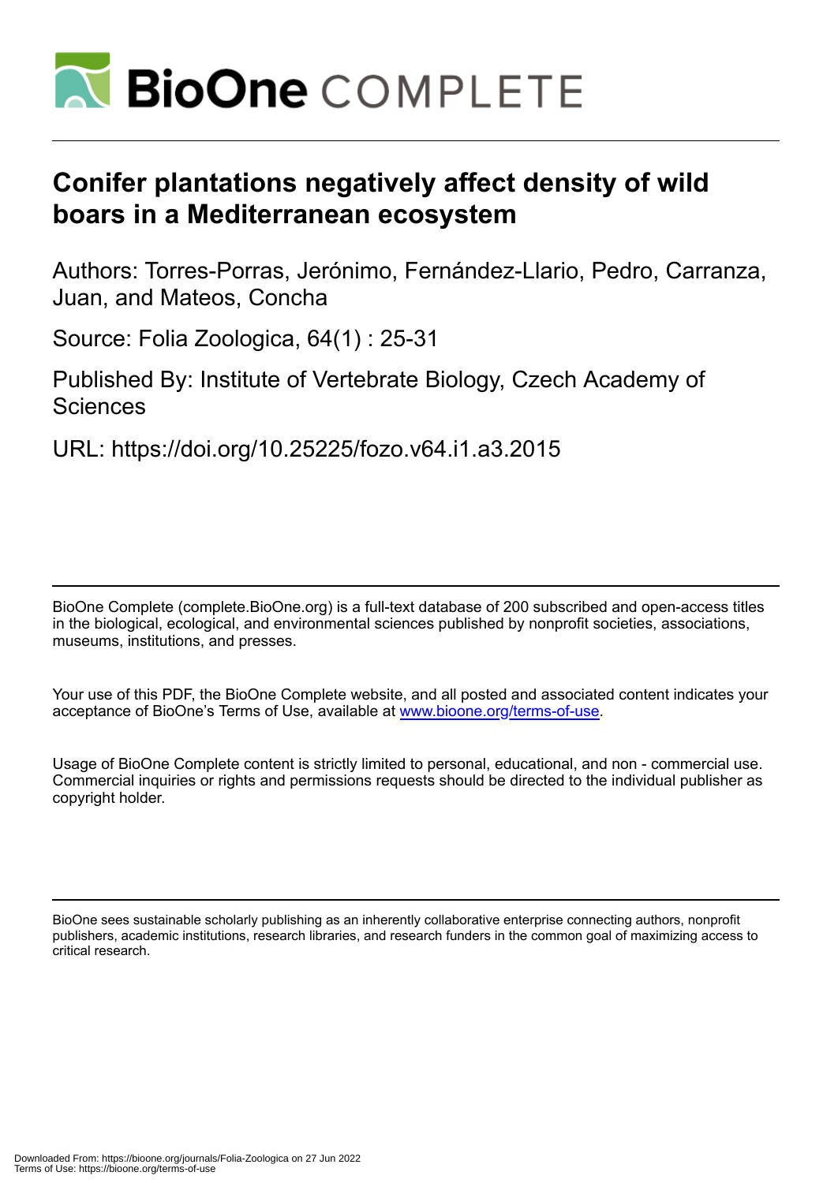# Conifer plantations negatively affect density of wild boars in a Mediterranean ecosystem

Authors: Torres-Porras, Jerónimo, Fernández-Llario, Pedro, Carranza, Juan, and Mateos, Concha

Source: Folia Zoologica, 64(1) : 25-31

Published By: Institute of Vertebrate Biology, Czech Academy of Sciences

URL: https://doi.org/10.25225/fozo.v64.i1.a3.2015

BioOne Complete (complete.BioOne.org) is a full-text database of 200 subscribed and open-access titles in the biological, ecological, and environmental sciences published by nonprofit societies, associations, museums, institutions, and presses.

Your use of this PDF, the BioOne Complete website, and all posted and associated content indicates your acceptance of BioOne's Terms of Use, available at www.bioone.org/terms-of-use.

Usage of BioOne Complete content is strictly limited to personal, educational, and non - commercial use. Commercial inquiries or rights and permissions requests should be directed to the individual publisher as copyright holder.

BioOne sees sustainable scholarly publishing as an inherently collaborative enterprise connecting authors, nonprofit publishers, academic institutions, research libraries, and research funders in the common goal of maximizing access to critical research.

Downloaded From: https://bioone.org/journals/Folia-Zoologica on 27 Jun 2022
Terms of Use: https://bioone.org/terms-of-use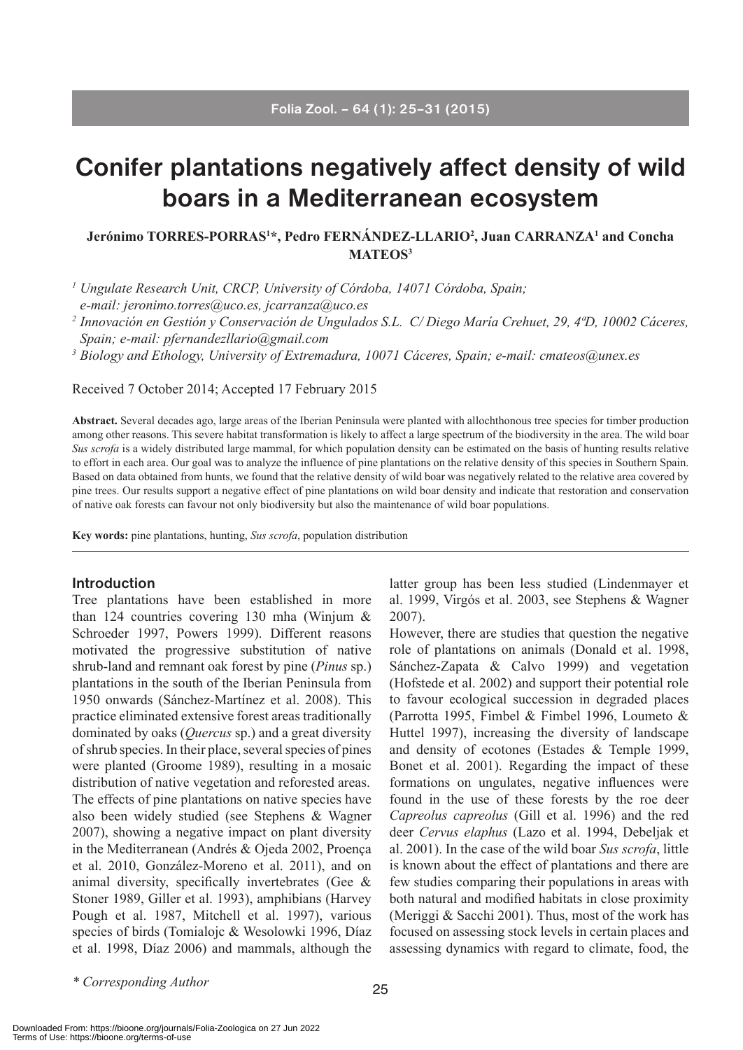# Conifer plantations negatively affect density of wild boars in a Mediterranean ecosystem

**Jerónimo TORRES-PORRAS[1]*, Pedro FERNÁNDEZ-LLARIO[2], Juan CARRANZA[1] and Concha MATEOS[3]**

*[1] Ungulate Research Unit, CRCP, University of Córdoba, 14071 Córdoba, Spain; e-mail: jeronimo.torres@uco.es, jcarranza@uco.es*

*[2] Innovación en Gestión y Conservación de Ungulados S.L. C/ Diego María Crehuet, 29, 4ºD, 10002 Cáceres, Spain; e-mail: pfernandezllario@gmail.com*

*[3] Biology and Ethology, University of Extremadura, 10071 Cáceres, Spain; e-mail: cmateos@unex.es*

Received 7 October 2014; Accepted 17 February 2015

**Abstract.** Several decades ago, large areas of the Iberian Peninsula were planted with allochthonous tree species for timber production among other reasons. This severe habitat transformation is likely to affect a large spectrum of the biodiversity in the area. The wild boar *Sus scrofa* is a widely distributed large mammal, for which population density can be estimated on the basis of hunting results relative to effort in each area. Our goal was to analyze the influence of pine plantations on the relative density of this species in Southern Spain. Based on data obtained from hunts, we found that the relative density of wild boar was negatively related to the relative area covered by pine trees. Our results support a negative effect of pine plantations on wild boar density and indicate that restoration and conservation of native oak forests can favour not only biodiversity but also the maintenance of wild boar populations.

**Key words:** pine plantations, hunting, *Sus scrofa*, population distribution

## Introduction

Tree plantations have been established in more than 124 countries covering 130 mha (Winjum & Schroeder 1997, Powers 1999). Different reasons motivated the progressive substitution of native shrub-land and remnant oak forest by pine (*Pinus* sp.) plantations in the south of the Iberian Peninsula from 1950 onwards (Sánchez-Martínez et al. 2008). This practice eliminated extensive forest areas traditionally dominated by oaks (*Quercus* sp.) and a great diversity of shrub species. In their place, several species of pines were planted (Groome 1989), resulting in a mosaic distribution of native vegetation and reforested areas. The effects of pine plantations on native species have also been widely studied (see Stephens & Wagner 2007), showing a negative impact on plant diversity in the Mediterranean (Andrés & Ojeda 2002, Proença et al. 2010, González-Moreno et al. 2011), and on animal diversity, specifically invertebrates (Gee & Stoner 1989, Giller et al. 1993), amphibians (Harvey Pough et al. 1987, Mitchell et al. 1997), various species of birds (Tomialojc & Wesolowki 1996, Díaz et al. 1998, Díaz 2006) and mammals, although the latter group has been less studied (Lindenmayer et al. 1999, Virgós et al. 2003, see Stephens & Wagner 2007).

However, there are studies that question the negative role of plantations on animals (Donald et al. 1998, Sánchez-Zapata & Calvo 1999) and vegetation (Hofstede et al. 2002) and support their potential role to favour ecological succession in degraded places (Parrotta 1995, Fimbel & Fimbel 1996, Loumeto & Huttel 1997), increasing the diversity of landscape and density of ecotones (Estades & Temple 1999, Bonet et al. 2001). Regarding the impact of these formations on ungulates, negative influences were found in the use of these forests by the roe deer *Capreolus capreolus* (Gill et al. 1996) and the red deer *Cervus elaphus* (Lazo et al. 1994, Debeljak et al. 2001). In the case of the wild boar *Sus scrofa*, little is known about the effect of plantations and there are few studies comparing their populations in areas with both natural and modified habitats in close proximity (Meriggi & Sacchi 2001). Thus, most of the work has focused on assessing stock levels in certain places and assessing dynamics with regard to climate, food, the

\* Corresponding Author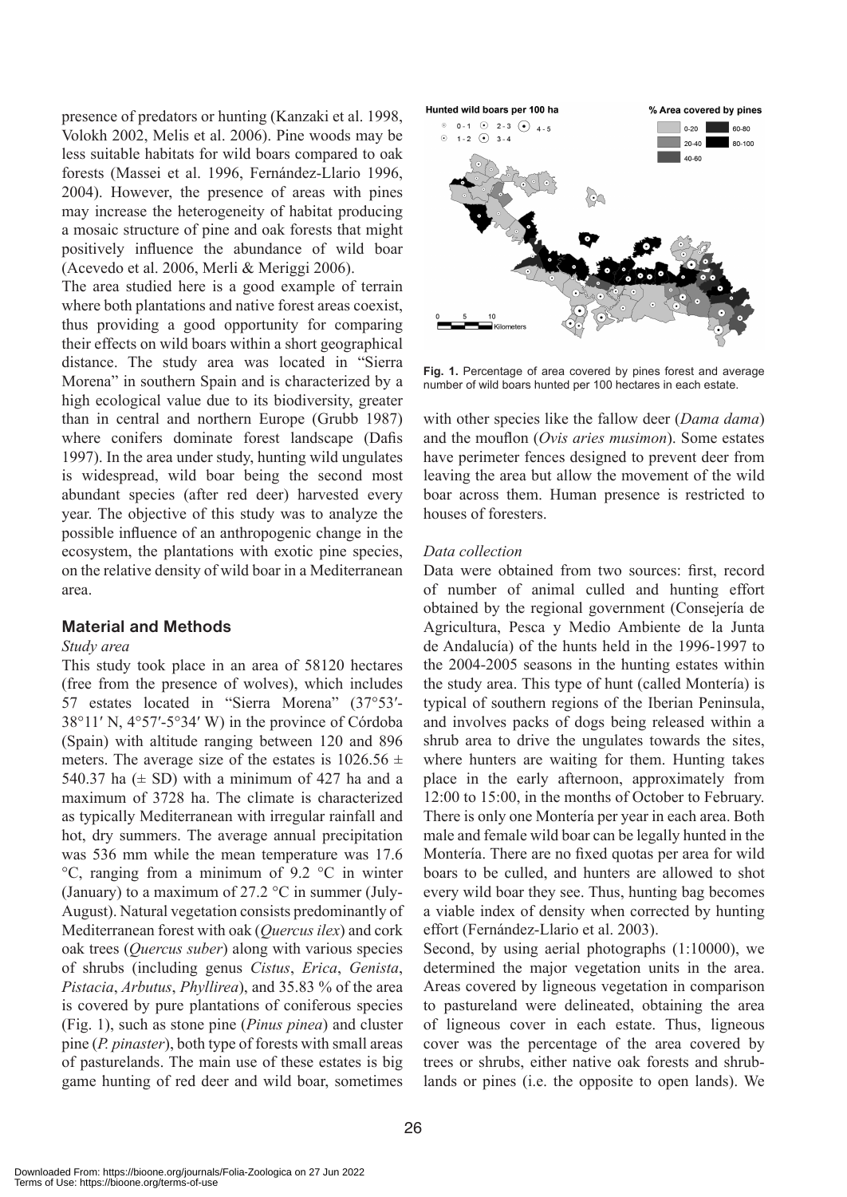presence of predators or hunting (Kanzaki et al. 1998, Volokh 2002, Melis et al. 2006). Pine woods may be less suitable habitats for wild boars compared to oak forests (Massei et al. 1996, Fernández-Llario 1996, 2004). However, the presence of areas with pines may increase the heterogeneity of habitat producing a mosaic structure of pine and oak forests that might positively influence the abundance of wild boar (Acevedo et al. 2006, Merli & Meriggi 2006).

The area studied here is a good example of terrain where both plantations and native forest areas coexist, thus providing a good opportunity for comparing their effects on wild boars within a short geographical distance. The study area was located in "Sierra Morena" in southern Spain and is characterized by a high ecological value due to its biodiversity, greater than in central and northern Europe (Grubb 1987) where conifers dominate forest landscape (Dafis 1997). In the area under study, hunting wild ungulates is widespread, wild boar being the second most abundant species (after red deer) harvested every year. The objective of this study was to analyze the possible influence of an anthropogenic change in the ecosystem, the plantations with exotic pine species, on the relative density of wild boar in a Mediterranean area.

## Material and Methods

### *Study area*

This study took place in an area of 58120 hectares (free from the presence of wolves), which includes 57 estates located in "Sierra Morena" (37°53′-38°11′ N, 4°57′-5°34′ W) in the province of Córdoba (Spain) with altitude ranging between 120 and 896 meters. The average size of the estates is 1026.56 ± 540.37 ha (± SD) with a minimum of 427 ha and a maximum of 3728 ha. The climate is characterized as typically Mediterranean with irregular rainfall and hot, dry summers. The average annual precipitation was 536 mm while the mean temperature was 17.6 °C, ranging from a minimum of 9.2 °C in winter (January) to a maximum of 27.2 °C in summer (July-August). Natural vegetation consists predominantly of Mediterranean forest with oak (*Quercus ilex*) and cork oak trees (*Quercus suber*) along with various species of shrubs (including genus *Cistus*, *Erica*, *Genista*, *Pistacia*, *Arbutus*, *Phyllirea*), and 35.83 % of the area is covered by pure plantations of coniferous species (Fig. 1), such as stone pine (*Pinus pinea*) and cluster pine (*P. pinaster*), both type of forests with small areas of pasturelands. The main use of these estates is big game hunting of red deer and wild boar, sometimes with other species like the fallow deer (*Dama dama*) and the mouflon (*Ovis aries musimon*). Some estates have perimeter fences designed to prevent deer from leaving the area but allow the movement of the wild boar across them. Human presence is restricted to houses of foresters.

**Fig. 1.** Percentage of area covered by pines forest and average number of wild boars hunted per 100 hectares in each estate.

### *Data collection*

Data were obtained from two sources: first, record of number of animal culled and hunting effort obtained by the regional government (Consejería de Agricultura, Pesca y Medio Ambiente de la Junta de Andalucía) of the hunts held in the 1996-1997 to the 2004-2005 seasons in the hunting estates within the study area. This type of hunt (called Montería) is typical of southern regions of the Iberian Peninsula, and involves packs of dogs being released within a shrub area to drive the ungulates towards the sites, where hunters are waiting for them. Hunting takes place in the early afternoon, approximately from 12:00 to 15:00, in the months of October to February. There is only one Montería per year in each area. Both male and female wild boar can be legally hunted in the Montería. There are no fixed quotas per area for wild boars to be culled, and hunters are allowed to shot every wild boar they see. Thus, hunting bag becomes a viable index of density when corrected by hunting effort (Fernández-Llario et al. 2003).

Second, by using aerial photographs (1:10000), we determined the major vegetation units in the area. Areas covered by ligneous vegetation in comparison to pastureland were delineated, obtaining the area of ligneous cover in each estate. Thus, ligneous cover was the percentage of the area covered by trees or shrubs, either native oak forests and shrub-lands or pines (i.e. the opposite to open lands). We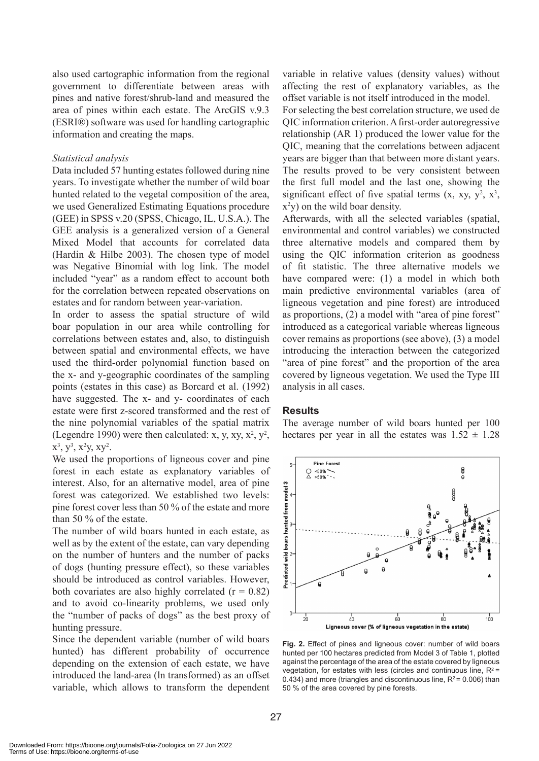also used cartographic information from the regional government to differentiate between areas with pines and native forest/shrub-land and measured the area of pines within each estate. The ArcGIS v.9.3 (ESRI®) software was used for handling cartographic information and creating the maps.

*Statistical analysis*

Data included 57 hunting estates followed during nine years. To investigate whether the number of wild boar hunted related to the vegetal composition of the area, we used Generalized Estimating Equations procedure (GEE) in SPSS v.20 (SPSS, Chicago, IL, U.S.A.). The GEE analysis is a generalized version of a General Mixed Model that accounts for correlated data (Hardin & Hilbe 2003). The chosen type of model was Negative Binomial with log link. The model included "year" as a random effect to account both for the correlation between repeated observations on estates and for random between year-variation.

In order to assess the spatial structure of wild boar population in our area while controlling for correlations between estates and, also, to distinguish between spatial and environmental effects, we have used the third-order polynomial function based on the x- and y-geographic coordinates of the sampling points (estates in this case) as Borcard et al. (1992) have suggested. The x- and y- coordinates of each estate were first z-scored transformed and the rest of the nine polynomial variables of the spatial matrix (Legendre 1990) were then calculated: x, y, xy, $x^2$, $y^2$, $x^3$, $y^3$, $x^2y$, $xy^2$.

We used the proportions of ligneous cover and pine forest in each estate as explanatory variables of interest. Also, for an alternative model, area of pine forest was categorized. We established two levels: pine forest cover less than 50 % of the estate and more than 50 % of the estate.

The number of wild boars hunted in each estate, as well as by the extent of the estate, can vary depending on the number of hunters and the number of packs of dogs (hunting pressure effect), so these variables should be introduced as control variables. However, both covariates are also highly correlated ($r = 0.82$) and to avoid co-linearity problems, we used only the "number of packs of dogs" as the best proxy of hunting pressure.

Since the dependent variable (number of wild boars hunted) has different probability of occurrence depending on the extension of each estate, we have introduced the land-area (ln transformed) as an offset variable, which allows to transform the dependent variable in relative values (density values) without affecting the rest of explanatory variables, as the offset variable is not itself introduced in the model.

For selecting the best correlation structure, we used de QIC information criterion. A first-order autoregressive relationship (AR 1) produced the lower value for the QIC, meaning that the correlations between adjacent years are bigger than that between more distant years. The results proved to be very consistent between the first full model and the last one, showing the significant effect of five spatial terms (x, xy, $y^2$, $x^3$, $x^2y$) on the wild boar density.

Afterwards, with all the selected variables (spatial, environmental and control variables) we constructed three alternative models and compared them by using the QIC information criterion as goodness of fit statistic. The three alternative models we have compared were: (1) a model in which both main predictive environmental variables (area of ligneous vegetation and pine forest) are introduced as proportions, (2) a model with "area of pine forest" introduced as a categorical variable whereas ligneous cover remains as proportions (see above), (3) a model introducing the interaction between the categorized "area of pine forest" and the proportion of the area covered by ligneous vegetation. We used the Type III analysis in all cases.

## Results

The average number of wild boars hunted per 100 hectares per year in all the estates was $1.52 \pm 1.28$

**Fig. 2.** Effect of pines and ligneous cover: number of wild boars hunted per 100 hectares predicted from Model 3 of Table 1, plotted against the percentage of the area of the estate covered by ligneous vegetation, for estates with less (circles and continuous line, $R^2 = 0.434$) and more (triangles and discontinuous line, $R^2 = 0.006$) than 50 % of the area covered by pine forests.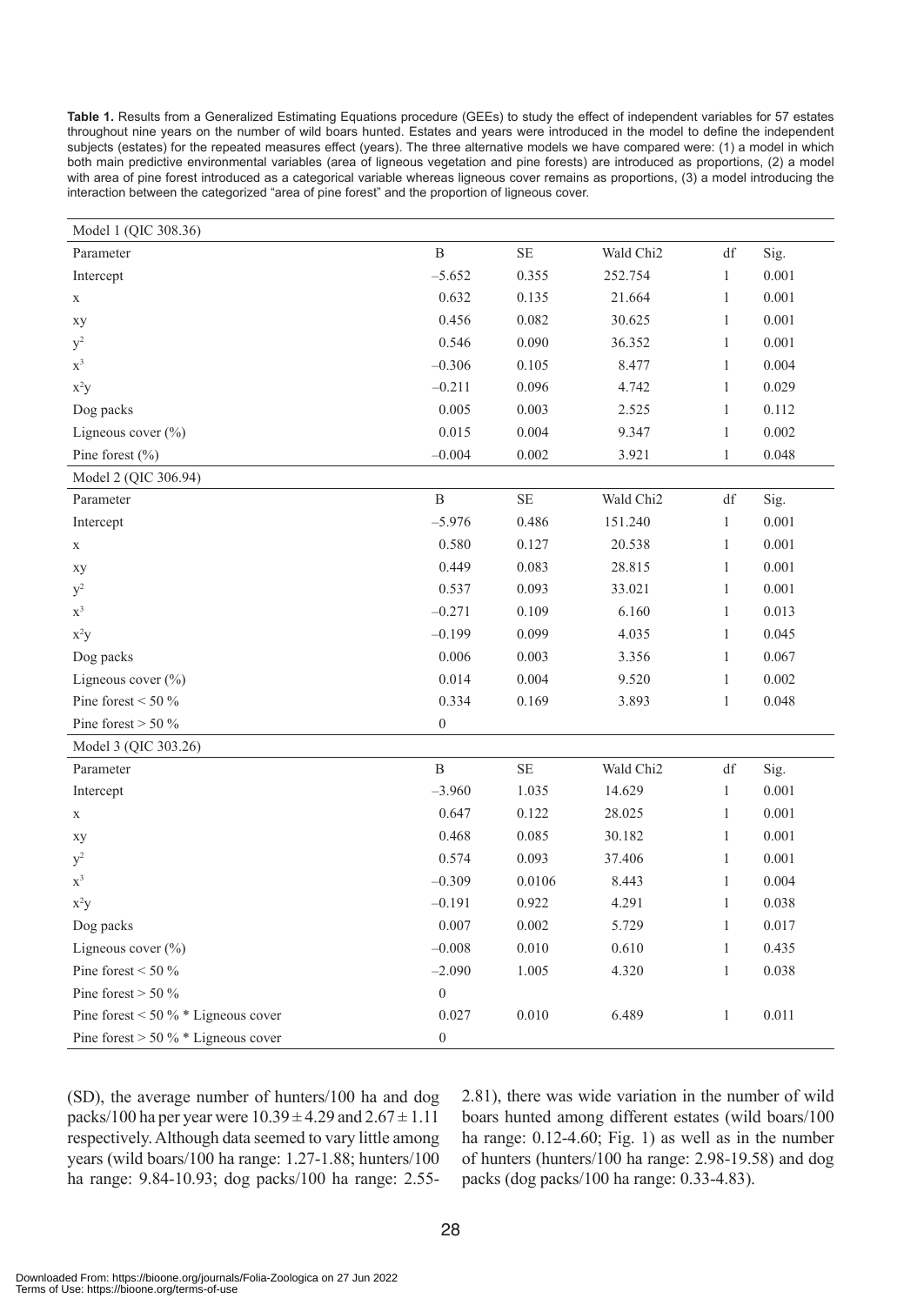**Table 1.** Results from a Generalized Estimating Equations procedure (GEEs) to study the effect of independent variables for 57 estates throughout nine years on the number of wild boars hunted. Estates and years were introduced in the model to define the independent subjects (estates) for the repeated measures effect (years). The three alternative models we have compared were: (1) a model in which both main predictive environmental variables (area of ligneous vegetation and pine forests) are introduced as proportions, (2) a model with area of pine forest introduced as a categorical variable whereas ligneous cover remains as proportions, (3) a model introducing the interaction between the categorized "area of pine forest" and the proportion of ligneous cover.

| Model 1 (QIC 308.36) | | | | | |
|---|---|---|---|---|---|
| Parameter | B | SE | Wald Chi2 | df | Sig. |
| Intercept | –5.652 | 0.355 | 252.754 | 1 | 0.001 |
| x | 0.632 | 0.135 | 21.664 | 1 | 0.001 |
| xy | 0.456 | 0.082 | 30.625 | 1 | 0.001 |
| $y^2$ | 0.546 | 0.090 | 36.352 | 1 | 0.001 |
| $x^3$ | –0.306 | 0.105 | 8.477 | 1 | 0.004 |
| $x^2y$ | –0.211 | 0.096 | 4.742 | 1 | 0.029 |
| Dog packs | 0.005 | 0.003 | 2.525 | 1 | 0.112 |
| Ligneous cover (%) | 0.015 | 0.004 | 9.347 | 1 | 0.002 |
| Pine forest (%) | –0.004 | 0.002 | 3.921 | 1 | 0.048 |
| **Model 2 (QIC 306.94)** | | | | | |
| Parameter | B | SE | Wald Chi2 | df | Sig. |
| Intercept | –5.976 | 0.486 | 151.240 | 1 | 0.001 |
| x | 0.580 | 0.127 | 20.538 | 1 | 0.001 |
| xy | 0.449 | 0.083 | 28.815 | 1 | 0.001 |
| $y^2$ | 0.537 | 0.093 | 33.021 | 1 | 0.001 |
| $x^3$ | –0.271 | 0.109 | 6.160 | 1 | 0.013 |
| $x^2y$ | –0.199 | 0.099 | 4.035 | 1 | 0.045 |
| Dog packs | 0.006 | 0.003 | 3.356 | 1 | 0.067 |
| Ligneous cover (%) | 0.014 | 0.004 | 9.520 | 1 | 0.002 |
| Pine forest < 50 % | 0.334 | 0.169 | 3.893 | 1 | 0.048 |
| Pine forest > 50 % | 0 | | | | |
| **Model 3 (QIC 303.26)** | | | | | |
| Parameter | B | SE | Wald Chi2 | df | Sig. |
| Intercept | –3.960 | 1.035 | 14.629 | 1 | 0.001 |
| x | 0.647 | 0.122 | 28.025 | 1 | 0.001 |
| xy | 0.468 | 0.085 | 30.182 | 1 | 0.001 |
| $y^2$ | 0.574 | 0.093 | 37.406 | 1 | 0.001 |
| $x^3$ | –0.309 | 0.0106 | 8.443 | 1 | 0.004 |
| $x^2y$ | –0.191 | 0.922 | 4.291 | 1 | 0.038 |
| Dog packs | 0.007 | 0.002 | 5.729 | 1 | 0.017 |
| Ligneous cover (%) | –0.008 | 0.010 | 0.610 | 1 | 0.435 |
| Pine forest < 50 % | –2.090 | 1.005 | 4.320 | 1 | 0.038 |
| Pine forest > 50 % | 0 | | | | |
| Pine forest < 50 % * Ligneous cover | 0.027 | 0.010 | 6.489 | 1 | 0.011 |
| Pine forest > 50 % * Ligneous cover | 0 | | | | |

(SD), the average number of hunters/100 ha and dog packs/100 ha per year were $10.39 \pm 4.29$ and $2.67 \pm 1.11$ respectively. Although data seemed to vary little among years (wild boars/100 ha range: 1.27-1.88; hunters/100 ha range: 9.84-10.93; dog packs/100 ha range: 2.55-2.81), there was wide variation in the number of wild boars hunted among different estates (wild boars/100 ha range: 0.12-4.60; Fig. 1) as well as in the number of hunters (hunters/100 ha range: 2.98-19.58) and dog packs (dog packs/100 ha range: 0.33-4.83).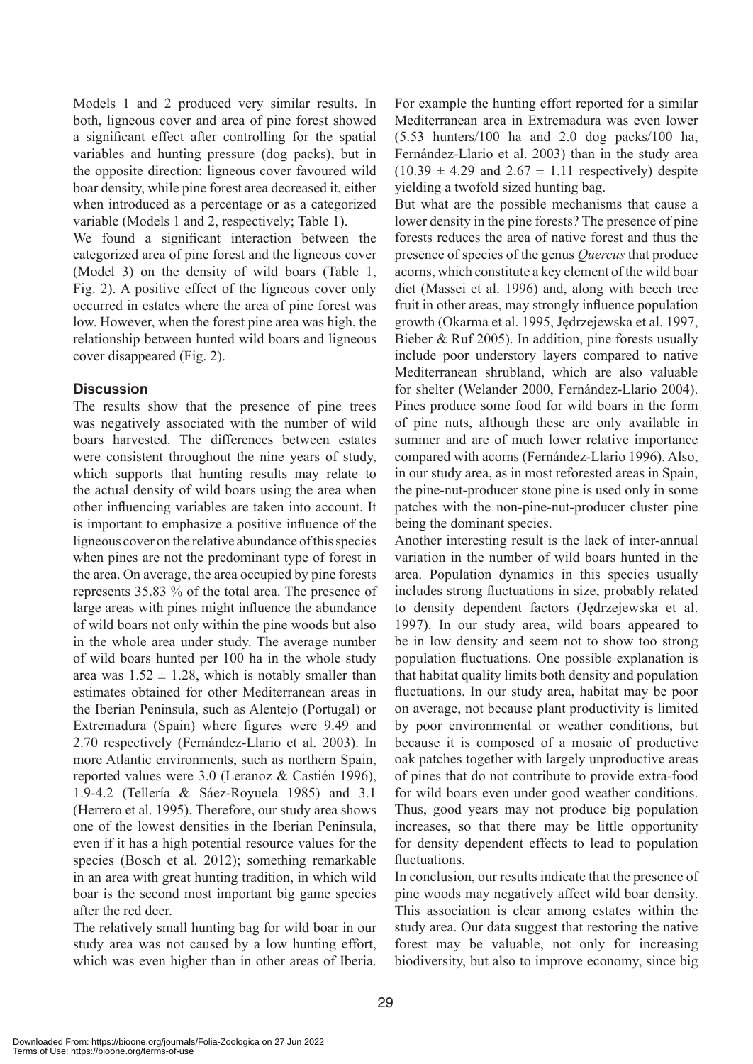Models 1 and 2 produced very similar results. In both, ligneous cover and area of pine forest showed a significant effect after controlling for the spatial variables and hunting pressure (dog packs), but in the opposite direction: ligneous cover favoured wild boar density, while pine forest area decreased it, either when introduced as a percentage or as a categorized variable (Models 1 and 2, respectively; Table 1).

We found a significant interaction between the categorized area of pine forest and the ligneous cover (Model 3) on the density of wild boars (Table 1, Fig. 2). A positive effect of the ligneous cover only occurred in estates where the area of pine forest was low. However, when the forest pine area was high, the relationship between hunted wild boars and ligneous cover disappeared (Fig. 2).

## Discussion

The results show that the presence of pine trees was negatively associated with the number of wild boars harvested. The differences between estates were consistent throughout the nine years of study, which supports that hunting results may relate to the actual density of wild boars using the area when other influencing variables are taken into account. It is important to emphasize a positive influence of the ligneous cover on the relative abundance of this species when pines are not the predominant type of forest in the area. On average, the area occupied by pine forests represents 35.83 % of the total area. The presence of large areas with pines might influence the abundance of wild boars not only within the pine woods but also in the whole area under study. The average number of wild boars hunted per 100 ha in the whole study area was $1.52 \pm 1.28$, which is notably smaller than estimates obtained for other Mediterranean areas in the Iberian Peninsula, such as Alentejo (Portugal) or Extremadura (Spain) where figures were 9.49 and 2.70 respectively (Fernández-Llario et al. 2003). In more Atlantic environments, such as northern Spain, reported values were 3.0 (Leranoz & Castién 1996), 1.9-4.2 (Tellería & Sáez-Royuela 1985) and 3.1 (Herrero et al. 1995). Therefore, our study area shows one of the lowest densities in the Iberian Peninsula, even if it has a high potential resource values for the species (Bosch et al. 2012); something remarkable in an area with great hunting tradition, in which wild boar is the second most important big game species after the red deer.

The relatively small hunting bag for wild boar in our study area was not caused by a low hunting effort, which was even higher than in other areas of Iberia. For example the hunting effort reported for a similar Mediterranean area in Extremadura was even lower (5.53 hunters/100 ha and 2.0 dog packs/100 ha, Fernández-Llario et al. 2003) than in the study area ($10.39 \pm 4.29$ and $2.67 \pm 1.11$ respectively) despite yielding a twofold sized hunting bag.

But what are the possible mechanisms that cause a lower density in the pine forests? The presence of pine forests reduces the area of native forest and thus the presence of species of the genus *Quercus* that produce acorns, which constitute a key element of the wild boar diet (Massei et al. 1996) and, along with beech tree fruit in other areas, may strongly influence population growth (Okarma et al. 1995, Jędrzejewska et al. 1997, Bieber & Ruf 2005). In addition, pine forests usually include poor understory layers compared to native Mediterranean shrubland, which are also valuable for shelter (Welander 2000, Fernández-Llario 2004). Pines produce some food for wild boars in the form of pine nuts, although these are only available in summer and are of much lower relative importance compared with acorns (Fernández-Llario 1996). Also, in our study area, as in most reforested areas in Spain, the pine-nut-producer stone pine is used only in some patches with the non-pine-nut-producer cluster pine being the dominant species.

Another interesting result is the lack of inter-annual variation in the number of wild boars hunted in the area. Population dynamics in this species usually includes strong fluctuations in size, probably related to density dependent factors (Jędrzejewska et al. 1997). In our study area, wild boars appeared to be in low density and seem not to show too strong population fluctuations. One possible explanation is that habitat quality limits both density and population fluctuations. In our study area, habitat may be poor on average, not because plant productivity is limited by poor environmental or weather conditions, but because it is composed of a mosaic of productive oak patches together with largely unproductive areas of pines that do not contribute to provide extra-food for wild boars even under good weather conditions. Thus, good years may not produce big population increases, so that there may be little opportunity for density dependent effects to lead to population fluctuations.

In conclusion, our results indicate that the presence of pine woods may negatively affect wild boar density. This association is clear among estates within the study area. Our data suggest that restoring the native forest may be valuable, not only for increasing biodiversity, but also to improve economy, since big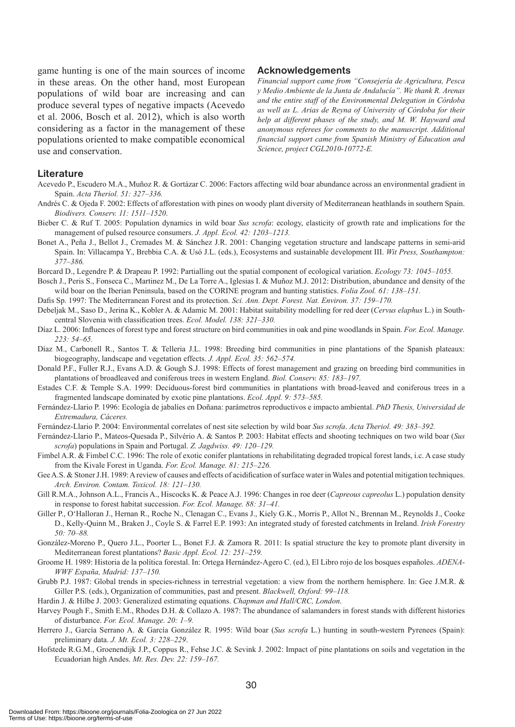game hunting is one of the main sources of income in these areas. On the other hand, most European populations of wild boar are increasing and can produce several types of negative impacts (Acevedo et al. 2006, Bosch et al. 2012), which is also worth considering as a factor in the management of these populations oriented to make compatible economical use and conservation.

## Acknowledgements

*Financial support came from "Consejería de Agricultura, Pesca y Medio Ambiente de la Junta de Andalucía". We thank R. Arenas and the entire staff of the Environmental Delegation in Córdoba as well as L. Arias de Reyna of University of Córdoba for their help at different phases of the study, and M. W. Hayward and anonymous referees for comments to the manuscript. Additional financial support came from Spanish Ministry of Education and Science, project CGL2010-10772-E.*

## Literature

Acevedo P., Escudero M.A., Muñoz R. & Gortázar C. 2006: Factors affecting wild boar abundance across an environmental gradient in Spain. *Acta Theriol. 51: 327–336.*

Andrés C. & Ojeda F. 2002: Effects of afforestation with pines on woody plant diversity of Mediterranean heathlands in southern Spain. *Biodivers. Conserv. 11: 1511–1520*.

Bieber C. & Ruf T. 2005: Population dynamics in wild boar *Sus scrofa*: ecology, elasticity of growth rate and implications for the management of pulsed resource consumers. *J. Appl. Ecol. 42: 1203–1213.*

Bonet A., Peña J., Bellot J., Cremades M. & Sánchez J.R. 2001: Changing vegetation structure and landscape patterns in semi-arid Spain. In: Villacampa Y., Brebbia C.A. & Usó J.L. (eds.), Ecosystems and sustainable development III. *Wit Press, Southampton: 377–386.*

Borcard D., Legendre P. & Drapeau P. 1992: Partialling out the spatial component of ecological variation. *Ecology 73: 1045–1055.*

Bosch J., Peris S., Fonseca C., Martinez M., De La Torre A., Iglesias I. & Muñoz M.J. 2012: Distribution, abundance and density of the wild boar on the Iberian Peninsula, based on the CORINE program and hunting statistics. *Folia Zool. 61: 138–151.*

Dafis Sp. 1997: The Mediterranean Forest and its protection. *Sci. Ann. Dept. Forest. Nat. Environ. 37: 159–170.*

Debeljak M., Saso D., Jerina K., Kobler A. & Adamic M. 2001: Habitat suitability modelling for red deer (*Cervus elaphus* L.) in South-central Slovenia with classification trees. *Ecol. Model. 138: 321–330.*

Díaz L. 2006: Influences of forest type and forest structure on bird communities in oak and pine woodlands in Spain. *For. Ecol. Manage. 223: 54–65.*

Díaz M., Carbonell R., Santos T. & Telleria J.L. 1998: Breeding bird communities in pine plantations of the Spanish plateaux: biogeography, landscape and vegetation effects. *J. Appl. Ecol. 35: 562–574.*

Donald P.F., Fuller R.J., Evans A.D. & Gough S.J. 1998: Effects of forest management and grazing on breeding bird communities in plantations of broadleaved and coniferous trees in western England. *Biol. Conserv. 85: 183–197.*

Estades C.F. & Temple S.A. 1999: Deciduous-forest bird communities in plantations with broad-leaved and coniferous trees in a fragmented landscape dominated by exotic pine plantations. *Ecol. Appl. 9: 573–585.*

Fernández-Llario P. 1996: Ecología de jabalíes en Doñana: parámetros reproductivos e impacto ambiental. *PhD Thesis, Universidad de Extremadura, Cáceres.*

Fernández-Llario P. 2004: Environmental correlates of nest site selection by wild boar *Sus scrofa*. *Acta Theriol. 49: 383–392.*

Fernández-Llario P., Mateos-Quesada P., Silvério A. & Santos P. 2003: Habitat effects and shooting techniques on two wild boar (*Sus scrofa*) populations in Spain and Portugal. *Z. Jagdwiss. 49: 120–129.*

Fimbel A.R. & Fimbel C.C. 1996: The role of exotic conifer plantations in rehabilitating degraded tropical forest lands, i.c. A case study from the Kivale Forest in Uganda. *For. Ecol. Manage. 81: 215–226.*

Gee A.S. & Stoner J.H. 1989: A review of causes and effects of acidification of surface water in Wales and potential mitigation techniques. *Arch. Environ. Contam. Toxicol. 18: 121–130.*

Gill R.M.A., Johnson A.L., Francis A., Hiscocks K. & Peace A.J. 1996: Changes in roe deer (*Capreous capreolus* L.) population density in response to forest habitat succession. *For. Ecol. Manage. 88: 31–41.*

Giller P., O'Halloran J., Hernan R., Roche N., Clenagan C., Evans J., Kiely G.K., Morris P., Allot N., Brennan M., Reynolds J., Cooke D., Kelly-Quinn M., Braken J., Coyle S. & Farrel E.P. 1993: An integrated study of forested catchments in Ireland. *Irish Forestry 50: 70–88.*

González-Moreno P., Quero J.L., Poorter L., Bonet F.J. & Zamora R. 2011: Is spatial structure the key to promote plant diversity in Mediterranean forest plantations? *Basic Appl. Ecol. 12: 251–259.*

Groome H. 1989: Historia de la política forestal. In: Ortega Hernández-Agero C. (ed.), El Libro rojo de los bosques españoles. *ADENA-WWF España, Madrid: 137–150.*

Grubb P.J. 1987: Global trends in species-richness in terrestrial vegetation: a view from the northern hemisphere. In: Gee J.M.R. & Giller P.S. (eds.), Organization of communities, past and present. *Blackwell, Oxford: 99–118.*

Hardin J. & Hilbe J. 2003: Generalized estimating equations. *Chapman and Hall/CRC, London*.

Harvey Pough F., Smith E.M., Rhodes D.H. & Collazo A. 1987: The abundance of salamanders in forest stands with different histories of disturbance. *For. Ecol. Manage. 20: 1–9.*

Herrero J., García Serrano A. & García González R. 1995: Wild boar (*Sus scrofa* L.) hunting in south-western Pyrenees (Spain): preliminary data. *J. Mt. Ecol. 3: 228–229*.

Hofstede R.G.M., Groenendijk J.P., Coppus R., Fehse J.C. & Sevink J. 2002: Impact of pine plantations on soils and vegetation in the Ecuadorian high Andes. *Mt. Res. Dev. 22: 159–167.*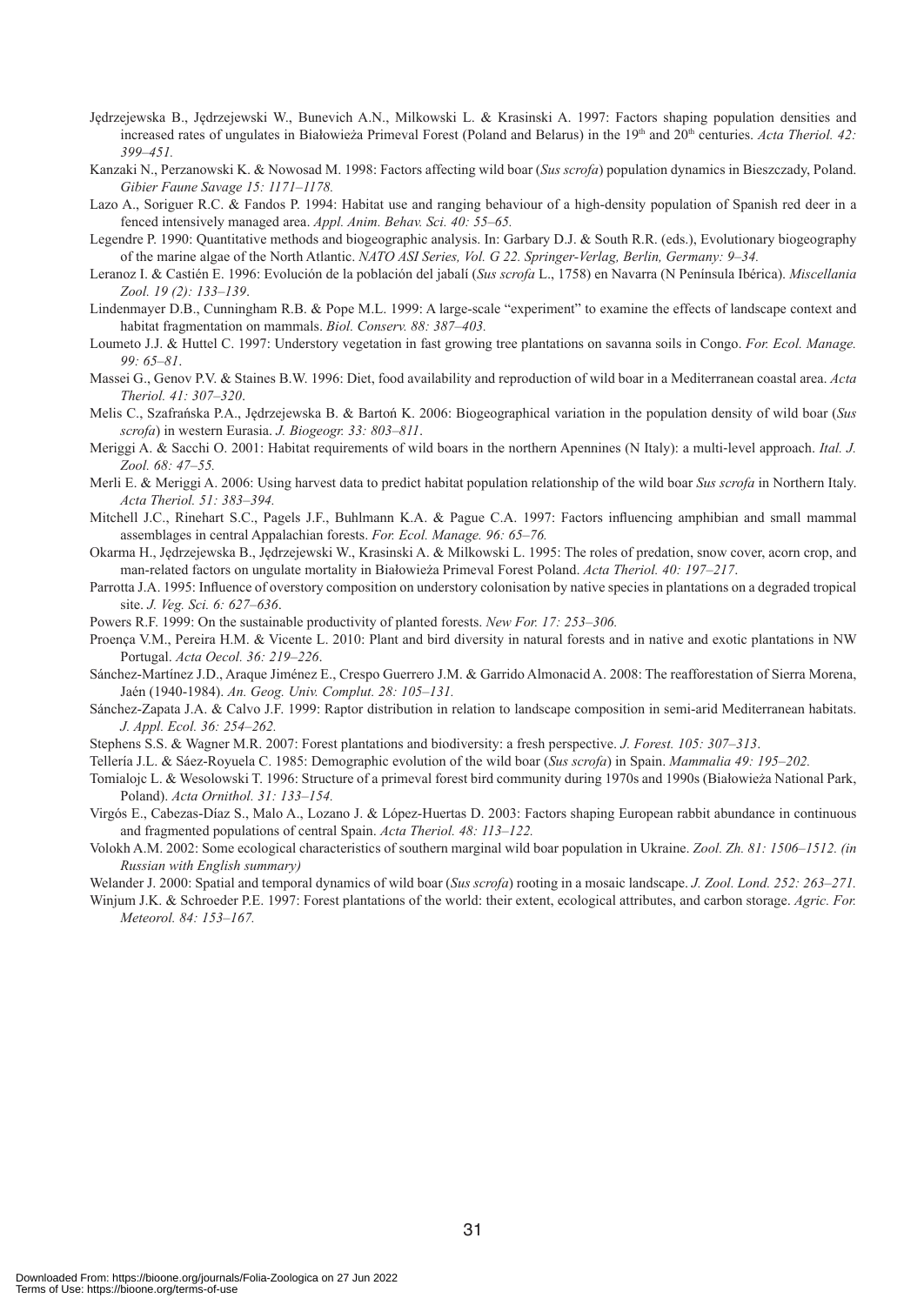Jędrzejewska B., Jędrzejewski W., Bunevich A.N., Milkowski L. & Krasinski A. 1997: Factors shaping population densities and increased rates of ungulates in Białowieża Primeval Forest (Poland and Belarus) in the 19th and 20th centuries. *Acta Theriol. 42: 399–451.*

Kanzaki N., Perzanowski K. & Nowosad M. 1998: Factors affecting wild boar (*Sus scrofa*) population dynamics in Bieszczady, Poland. *Gibier Faune Savage 15: 1171–1178.*

Lazo A., Soriguer R.C. & Fandos P. 1994: Habitat use and ranging behaviour of a high-density population of Spanish red deer in a fenced intensively managed area. *Appl. Anim. Behav. Sci. 40: 55–65.*

Legendre P. 1990: Quantitative methods and biogeographic analysis. In: Garbary D.J. & South R.R. (eds.), Evolutionary biogeography of the marine algae of the North Atlantic. *NATO ASI Series, Vol. G 22. Springer-Verlag, Berlin, Germany: 9–34.*

Leranoz I. & Castién E. 1996: Evolución de la población del jabalí (*Sus scrofa* L., 1758) en Navarra (N Península Ibérica). *Miscellania Zool. 19 (2): 133–139*.

Lindenmayer D.B., Cunningham R.B. & Pope M.L. 1999: A large-scale "experiment" to examine the effects of landscape context and habitat fragmentation on mammals. *Biol. Conserv. 88: 387–403.*

Loumeto J.J. & Huttel C. 1997: Understory vegetation in fast growing tree plantations on savanna soils in Congo. *For. Ecol. Manage. 99: 65–81*.

Massei G., Genov P.V. & Staines B.W. 1996: Diet, food availability and reproduction of wild boar in a Mediterranean coastal area. *Acta Theriol. 41: 307–320*.

Melis C., Szafrańska P.A., Jędrzejewska B. & Bartoń K. 2006: Biogeographical variation in the population density of wild boar (*Sus scrofa*) in western Eurasia. *J. Biogeogr. 33: 803–811*.

Meriggi A. & Sacchi O. 2001: Habitat requirements of wild boars in the northern Apennines (N Italy): a multi-level approach. *Ital. J. Zool. 68: 47–55.*

Merli E. & Meriggi A. 2006: Using harvest data to predict habitat population relationship of the wild boar *Sus scrofa* in Northern Italy. *Acta Theriol. 51: 383–394.*

Mitchell J.C., Rinehart S.C., Pagels J.F., Buhlmann K.A. & Pague C.A. 1997: Factors influencing amphibian and small mammal assemblages in central Appalachian forests. *For. Ecol. Manage. 96: 65–76.*

Okarma H., Jędrzejewska B., Jędrzejewski W., Krasinski A. & Milkowski L. 1995: The roles of predation, snow cover, acorn crop, and man-related factors on ungulate mortality in Białowieża Primeval Forest Poland. *Acta Theriol. 40: 197–217*.

Parrotta J.A. 1995: Influence of overstory composition on understory colonisation by native species in plantations on a degraded tropical site. *J. Veg. Sci. 6: 627–636*.

Powers R.F. 1999: On the sustainable productivity of planted forests. *New For. 17: 253–306.*

Proença V.M., Pereira H.M. & Vicente L. 2010: Plant and bird diversity in natural forests and in native and exotic plantations in NW Portugal. *Acta Oecol. 36: 219–226*.

Sánchez-Martínez J.D., Araque Jiménez E., Crespo Guerrero J.M. & Garrido Almonacid A. 2008: The reafforestation of Sierra Morena, Jaén (1940-1984). *An. Geog. Univ. Complut. 28: 105–131.*

Sánchez-Zapata J.A. & Calvo J.F. 1999: Raptor distribution in relation to landscape composition in semi-arid Mediterranean habitats. *J. Appl. Ecol. 36: 254–262.*

Stephens S.S. & Wagner M.R. 2007: Forest plantations and biodiversity: a fresh perspective. *J. Forest. 105: 307–313*.

Tellería J.L. & Sáez-Royuela C. 1985: Demographic evolution of the wild boar (*Sus scrofa*) in Spain. *Mammalia 49: 195–202.*

Tomialojc L. & Wesolowski T. 1996: Structure of a primeval forest bird community during 1970s and 1990s (Białowieża National Park, Poland). *Acta Ornithol. 31: 133–154.*

Virgós E., Cabezas-Díaz S., Malo A., Lozano J. & López-Huertas D. 2003: Factors shaping European rabbit abundance in continuous and fragmented populations of central Spain. *Acta Theriol. 48: 113–122.*

Volokh A.M. 2002: Some ecological characteristics of southern marginal wild boar population in Ukraine. *Zool. Zh. 81: 1506–1512. (in Russian with English summary)*

Welander J. 2000: Spatial and temporal dynamics of wild boar (*Sus scrofa*) rooting in a mosaic landscape. *J. Zool. Lond. 252: 263–271.*

Winjum J.K. & Schroeder P.E. 1997: Forest plantations of the world: their extent, ecological attributes, and carbon storage. *Agric. For. Meteorol. 84: 153–167.*